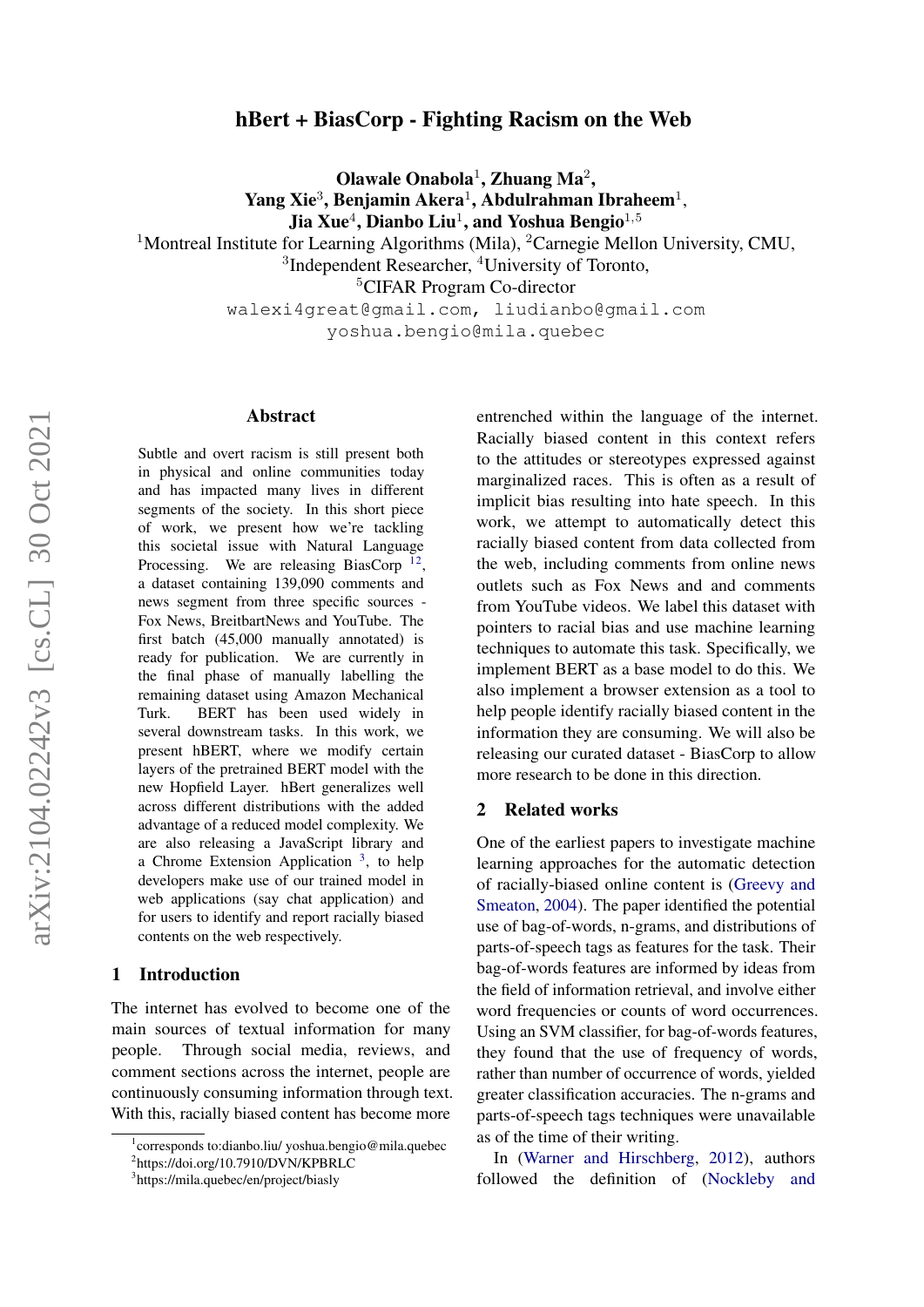# hBert + BiasCorp - Fighting Racism on the Web

**Olawale Onabola**[1], **Zhuang Ma**[2],
**Yang Xie**[3], **Benjamin Akera**[1], **Abdulrahman Ibraheem**[1],
**Jia Xue**[4], **Dianbo Liu**[1], **and Yoshua Bengio**[1,5]

[1]Montreal Institute for Learning Algorithms (Mila), [2]Carnegie Mellon University, CMU,
[3]Independent Researcher, [4]University of Toronto,
[5]CIFAR Program Co-director

`walexi4great@gmail.com, liudianbo@gmail.com`
`yoshua.bengio@mila.quebec`

## Abstract

Subtle and overt racism is still present both in physical and online communities today and has impacted many lives in different segments of the society. In this short piece of work, we present how we're tackling this societal issue with Natural Language Processing. We are releasing BiasCorp [1,2], a dataset containing 139,090 comments and news segment from three specific sources - Fox News, BreitbartNews and YouTube. The first batch (45,000 manually annotated) is ready for publication. We are currently in the final phase of manually labelling the remaining dataset using Amazon Mechanical Turk. BERT has been used widely in several downstream tasks. In this work, we present hBERT, where we modify certain layers of the pretrained BERT model with the new Hopfield Layer. hBert generalizes well across different distributions with the added advantage of a reduced model complexity. We are also releasing a JavaScript library and a Chrome Extension Application [3], to help developers make use of our trained model in web applications (say chat application) and for users to identify and report racially biased contents on the web respectively.

## 1 Introduction

The internet has evolved to become one of the main sources of textual information for many people. Through social media, reviews, and comment sections across the internet, people are continuously consuming information through text. With this, racially biased content has become more entrenched within the language of the internet. Racially biased content in this context refers to the attitudes or stereotypes expressed against marginalized races. This is often as a result of implicit bias resulting into hate speech. In this work, we attempt to automatically detect this racially biased content from data collected from the web, including comments from online news outlets such as Fox News and and comments from YouTube videos. We label this dataset with pointers to racial bias and use machine learning techniques to automate this task. Specifically, we implement BERT as a base model to do this. We also implement a browser extension as a tool to help people identify racially biased content in the information they are consuming. We will also be releasing our curated dataset - BiasCorp to allow more research to be done in this direction.

## 2 Related works

One of the earliest papers to investigate machine learning approaches for the automatic detection of racially-biased online content is (Greevy and Smeaton, 2004). The paper identified the potential use of bag-of-words, n-grams, and distributions of parts-of-speech tags as features for the task. Their bag-of-words features are informed by ideas from the field of information retrieval, and involve either word frequencies or counts of word occurrences. Using an SVM classifier, for bag-of-words features, they found that the use of frequency of words, rather than number of occurrence of words, yielded greater classification accuracies. The n-grams and parts-of-speech tags techniques were unavailable as of the time of their writing.

In (Warner and Hirschberg, 2012), authors followed the definition of (Nockleby and

[1]corresponds to:dianbo.liu/ yoshua.bengio@mila.quebec
[2]https://doi.org/10.7910/DVN/KPBRLC
[3]https://mila.quebec/en/project/biasly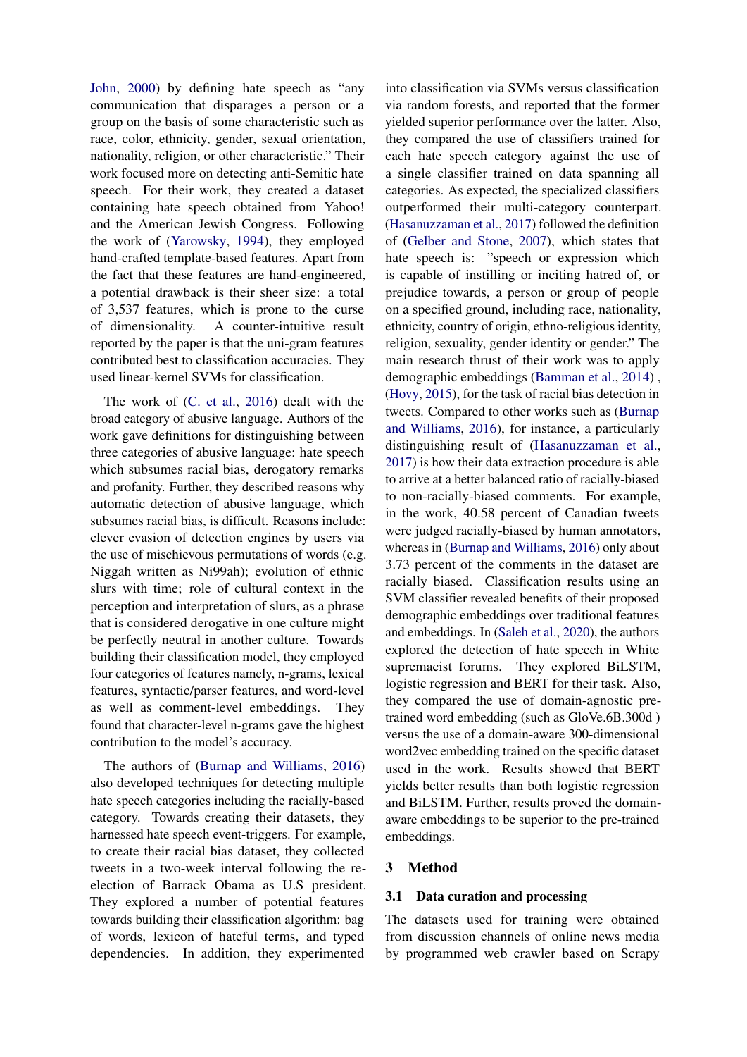John, 2000) by defining hate speech as "any communication that disparages a person or a group on the basis of some characteristic such as race, color, ethnicity, gender, sexual orientation, nationality, religion, or other characteristic." Their work focused more on detecting anti-Semitic hate speech. For their work, they created a dataset containing hate speech obtained from Yahoo! and the American Jewish Congress. Following the work of (Yarowsky, 1994), they employed hand-crafted template-based features. Apart from the fact that these features are hand-engineered, a potential drawback is their sheer size: a total of 3,537 features, which is prone to the curse of dimensionality. A counter-intuitive result reported by the paper is that the uni-gram features contributed best to classification accuracies. They used linear-kernel SVMs for classification.

The work of (C. et al., 2016) dealt with the broad category of abusive language. Authors of the work gave definitions for distinguishing between three categories of abusive language: hate speech which subsumes racial bias, derogatory remarks and profanity. Further, they described reasons why automatic detection of abusive language, which subsumes racial bias, is difficult. Reasons include: clever evasion of detection engines by users via the use of mischievous permutations of words (e.g. Niggah written as Ni99ah); evolution of ethnic slurs with time; role of cultural context in the perception and interpretation of slurs, as a phrase that is considered derogative in one culture might be perfectly neutral in another culture. Towards building their classification model, they employed four categories of features namely, n-grams, lexical features, syntactic/parser features, and word-level as well as comment-level embeddings. They found that character-level n-grams gave the highest contribution to the model's accuracy.

The authors of (Burnap and Williams, 2016) also developed techniques for detecting multiple hate speech categories including the racially-based category. Towards creating their datasets, they harnessed hate speech event-triggers. For example, to create their racial bias dataset, they collected tweets in a two-week interval following the re-election of Barrack Obama as U.S president. They explored a number of potential features towards building their classification algorithm: bag of words, lexicon of hateful terms, and typed dependencies. In addition, they experimented into classification via SVMs versus classification via random forests, and reported that the former yielded superior performance over the latter. Also, they compared the use of classifiers trained for each hate speech category against the use of a single classifier trained on data spanning all categories. As expected, the specialized classifiers outperformed their multi-category counterpart. (Hasanuzzaman et al., 2017) followed the definition of (Gelber and Stone, 2007), which states that hate speech is: "speech or expression which is capable of instilling or inciting hatred of, or prejudice towards, a person or group of people on a specified ground, including race, nationality, ethnicity, country of origin, ethno-religious identity, religion, sexuality, gender identity or gender." The main research thrust of their work was to apply demographic embeddings (Bamman et al., 2014) , (Hovy, 2015), for the task of racial bias detection in tweets. Compared to other works such as (Burnap and Williams, 2016), for instance, a particularly distinguishing result of (Hasanuzzaman et al., 2017) is how their data extraction procedure is able to arrive at a better balanced ratio of racially-biased to non-racially-biased comments. For example, in the work, 40.58 percent of Canadian tweets were judged racially-biased by human annotators, whereas in (Burnap and Williams, 2016) only about 3.73 percent of the comments in the dataset are racially biased. Classification results using an SVM classifier revealed benefits of their proposed demographic embeddings over traditional features and embeddings. In (Saleh et al., 2020), the authors explored the detection of hate speech in White supremacist forums. They explored BiLSTM, logistic regression and BERT for their task. Also, they compared the use of domain-agnostic pre-trained word embedding (such as GloVe.6B.300d ) versus the use of a domain-aware 300-dimensional word2vec embedding trained on the specific dataset used in the work. Results showed that BERT yields better results than both logistic regression and BiLSTM. Further, results proved the domain-aware embeddings to be superior to the pre-trained embeddings.

## 3 Method

### 3.1 Data curation and processing

The datasets used for training were obtained from discussion channels of online news media by programmed web crawler based on Scrapy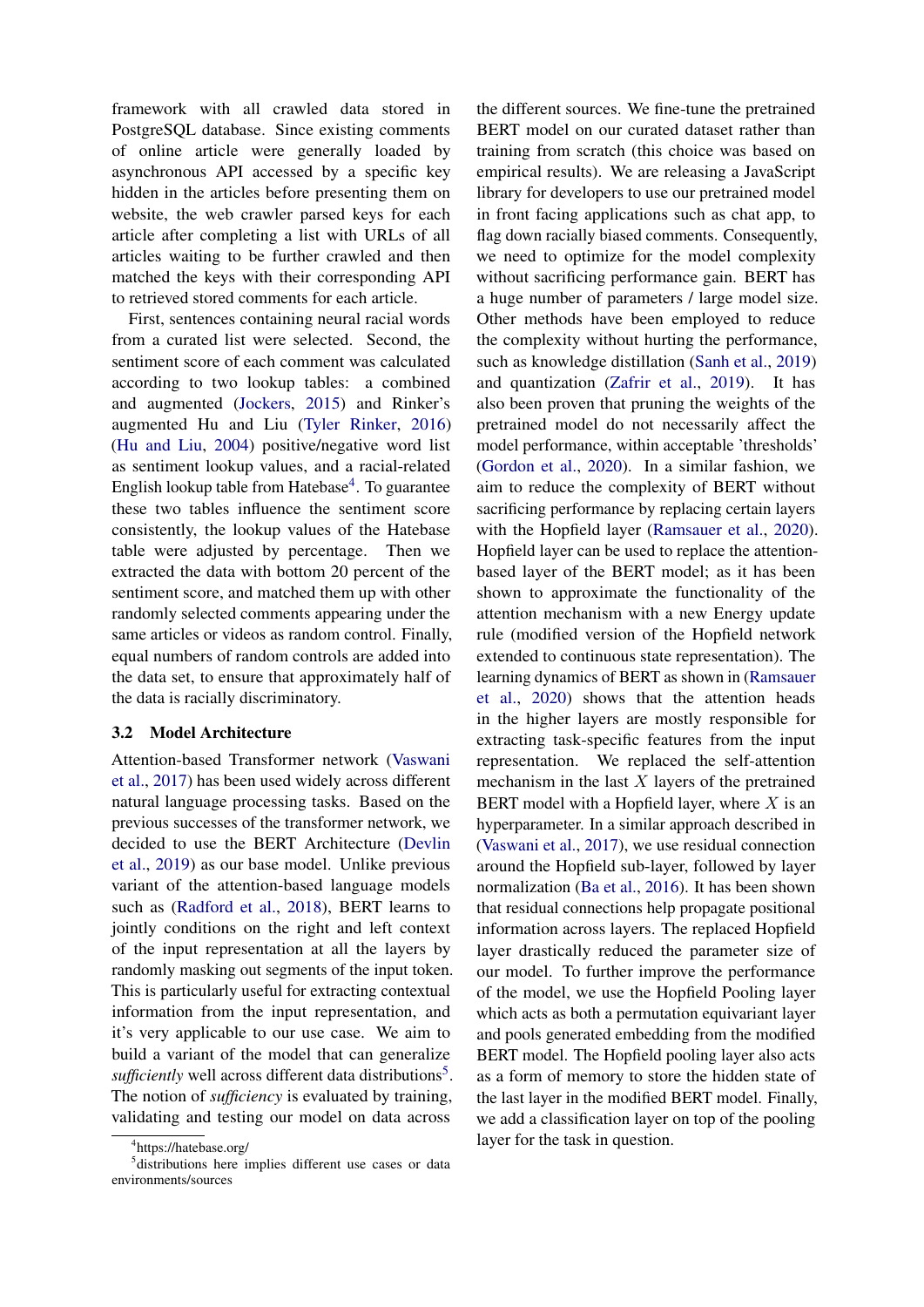framework with all crawled data stored in PostgreSQL database. Since existing comments of online article were generally loaded by asynchronous API accessed by a specific key hidden in the articles before presenting them on website, the web crawler parsed keys for each article after completing a list with URLs of all articles waiting to be further crawled and then matched the keys with their corresponding API to retrieved stored comments for each article.

First, sentences containing neural racial words from a curated list were selected. Second, the sentiment score of each comment was calculated according to two lookup tables: a combined and augmented (Jockers, 2015) and Rinker's augmented Hu and Liu (Tyler Rinker, 2016) (Hu and Liu, 2004) positive/negative word list as sentiment lookup values, and a racial-related English lookup table from Hatebase[4]. To guarantee these two tables influence the sentiment score consistently, the lookup values of the Hatebase table were adjusted by percentage. Then we extracted the data with bottom 20 percent of the sentiment score, and matched them up with other randomly selected comments appearing under the same articles or videos as random control. Finally, equal numbers of random controls are added into the data set, to ensure that approximately half of the data is racially discriminatory.

### 3.2 Model Architecture

Attention-based Transformer network (Vaswani et al., 2017) has been used widely across different natural language processing tasks. Based on the previous successes of the transformer network, we decided to use the BERT Architecture (Devlin et al., 2019) as our base model. Unlike previous variant of the attention-based language models such as (Radford et al., 2018), BERT learns to jointly conditions on the right and left context of the input representation at all the layers by randomly masking out segments of the input token. This is particularly useful for extracting contextual information from the input representation, and it's very applicable to our use case. We aim to build a variant of the model that can generalize *sufficiently* well across different data distributions[5]. The notion of *sufficiency* is evaluated by training, validating and testing our model on data across the different sources. We fine-tune the pretrained BERT model on our curated dataset rather than training from scratch (this choice was based on empirical results). We are releasing a JavaScript library for developers to use our pretrained model in front facing applications such as chat app, to flag down racially biased comments. Consequently, we need to optimize for the model complexity without sacrificing performance gain. BERT has a huge number of parameters / large model size. Other methods have been employed to reduce the complexity without hurting the performance, such as knowledge distillation (Sanh et al., 2019) and quantization (Zafrir et al., 2019). It has also been proven that pruning the weights of the pretrained model do not necessarily affect the model performance, within acceptable 'thresholds' (Gordon et al., 2020). In a similar fashion, we aim to reduce the complexity of BERT without sacrificing performance by replacing certain layers with the Hopfield layer (Ramsauer et al., 2020). Hopfield layer can be used to replace the attention-based layer of the BERT model; as it has been shown to approximate the functionality of the attention mechanism with a new Energy update rule (modified version of the Hopfield network extended to continuous state representation). The learning dynamics of BERT as shown in (Ramsauer et al., 2020) shows that the attention heads in the higher layers are mostly responsible for extracting task-specific features from the input representation. We replaced the self-attention mechanism in the last $X$ layers of the pretrained BERT model with a Hopfield layer, where $X$ is an hyperparameter. In a similar approach described in (Vaswani et al., 2017), we use residual connection around the Hopfield sub-layer, followed by layer normalization (Ba et al., 2016). It has been shown that residual connections help propagate positional information across layers. The replaced Hopfield layer drastically reduced the parameter size of our model. To further improve the performance of the model, we use the Hopfield Pooling layer which acts as both a permutation equivariant layer and pools generated embedding from the modified BERT model. The Hopfield pooling layer also acts as a form of memory to store the hidden state of the last layer in the modified BERT model. Finally, we add a classification layer on top of the pooling layer for the task in question.

[4]https://hatebase.org/

[5]distributions here implies different use cases or data environments/sources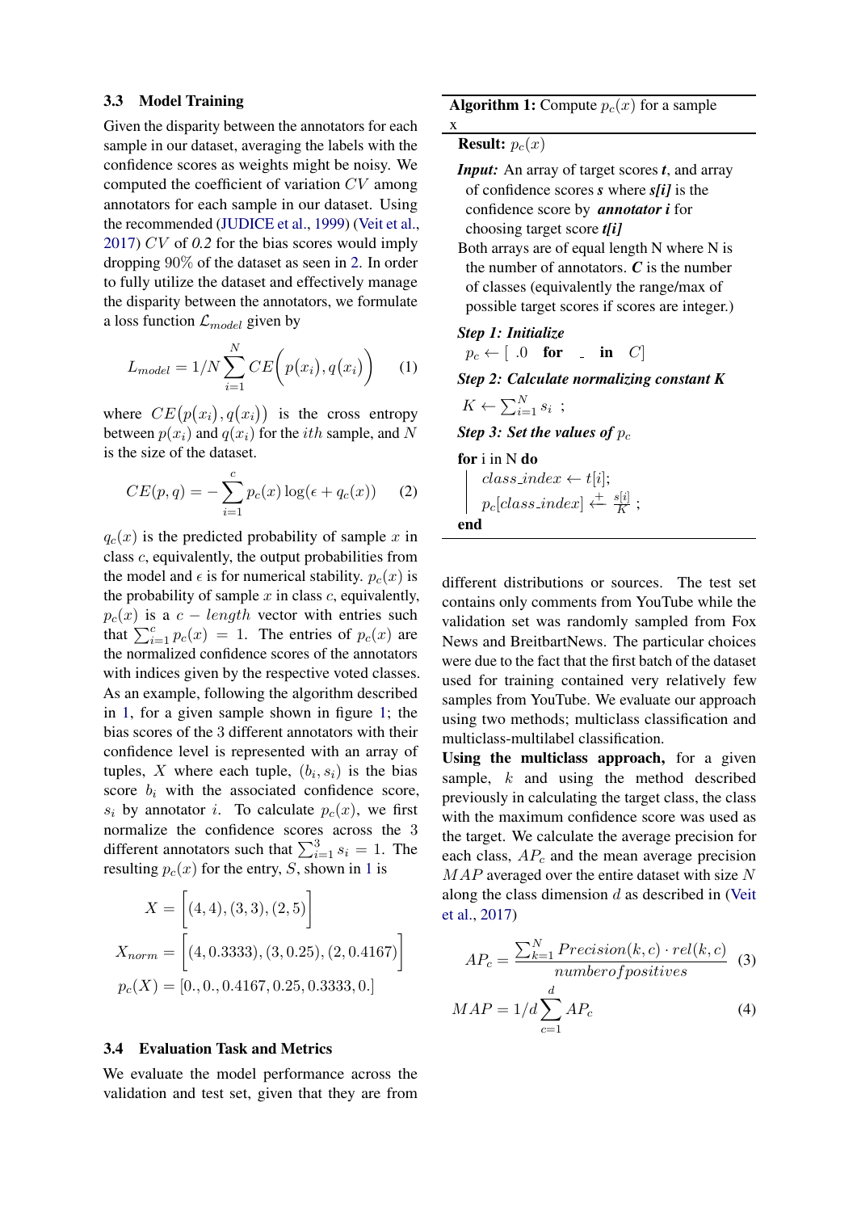### 3.3 Model Training

Given the disparity between the annotators for each sample in our dataset, averaging the labels with the confidence scores as weights might be noisy. We computed the coefficient of variation $CV$ among annotators for each sample in our dataset. Using the recommended (JUDICE et al., 1999) (Veit et al., 2017) $CV$ of *0.2* for the bias scores would imply dropping 90% of the dataset as seen in 2. In order to fully utilize the dataset and effectively manage the disparity between the annotators, we formulate a loss function $\mathcal{L}_{model}$ given by

$$L_{model} = 1/N \sum_{i=1}^{N} CE\Big(p(x_i), q(x_i)\Big) \qquad (1)$$

where $CE\big(p(x_i), q(x_i)\big)$ is the cross entropy between $p(x_i)$ and $q(x_i)$ for the $ith$ sample, and $N$ is the size of the dataset.

$$CE(p, q) = -\sum_{i=1}^{c} p_c(x) \log(\epsilon + q_c(x)) \qquad (2)$$

$q_c(x)$ is the predicted probability of sample $x$ in class $c$, equivalently, the output probabilities from the model and $\epsilon$ is for numerical stability. $p_c(x)$ is the probability of sample $x$ in class $c$, equivalently, $p_c(x)$ is a $c - length$ vector with entries such that $\sum_{i=1}^{c} p_c(x) = 1$. The entries of $p_c(x)$ are the normalized confidence scores of the annotators with indices given by the respective voted classes. As an example, following the algorithm described in 1, for a given sample shown in figure 1; the bias scores of the 3 different annotators with their confidence level is represented with an array of tuples, $X$ where each tuple, $(b_i, s_i)$ is the bias score $b_i$ with the associated confidence score, $s_i$ by annotator $i$. To calculate $p_c(x)$, we first normalize the confidence scores across the 3 different annotators such that $\sum_{i=1}^{3} s_i = 1$. The resulting $p_c(x)$ for the entry, $S$, shown in 1 is

$$X = \Big[(4, 4), (3, 3), (2, 5)\Big]$$

$$X_{norm} = \Big[(4, 0.3333), (3, 0.25), (2, 0.4167)\Big]$$

$$p_c(X) = [0., 0., 0.4167, 0.25, 0.3333, 0.]$$

**Algorithm 1:** Compute $p_c(x)$ for a sample x

**Result:** $p_c(x)$

***Input:*** An array of target scores ***t***, and array of confidence scores ***s*** where ***s[i]*** is the confidence score by ***annotator i*** for choosing target score ***t[i]***

Both arrays are of equal length N where N is the number of annotators. ***C*** is the number of classes (equivalently the range/max of possible target scores if scores are integer.)

***Step 1: Initialize***

$p_c \leftarrow [\ .0 \quad$ **for** $\quad \_ \quad$ **in** $\quad C]$

***Step 2: Calculate normalizing constant K***

$K \leftarrow \sum_{i=1}^{N} s_i$ ;

***Step 3: Set the values of $p_c$***

**for** i in N **do**

  $class\_index \leftarrow t[i]$;

  $p_c[class\_index] \xleftarrow{+} \frac{s[i]}{K}$ ;

**end**

### 3.4 Evaluation Task and Metrics

We evaluate the model performance across the validation and test set, given that they are from different distributions or sources. The test set contains only comments from YouTube while the validation set was randomly sampled from Fox News and BreitbartNews. The particular choices were due to the fact that the first batch of the dataset used for training contained very relatively few samples from YouTube. We evaluate our approach using two methods; multiclass classification and multiclass-multilabel classification.

**Using the multiclass approach,** for a given sample, $k$ and using the method described previously in calculating the target class, the class with the maximum confidence score was used as the target. We calculate the average precision for each class, $AP_c$ and the mean average precision $MAP$ averaged over the entire dataset with size $N$ along the class dimension $d$ as described in (Veit et al., 2017)

$$AP_c = \frac{\sum_{k=1}^{N} Precision(k, c) \cdot rel(k, c)}{number of positives} \qquad (3)$$

$$MAP = 1/d \sum_{c=1}^{d} AP_c \qquad (4)$$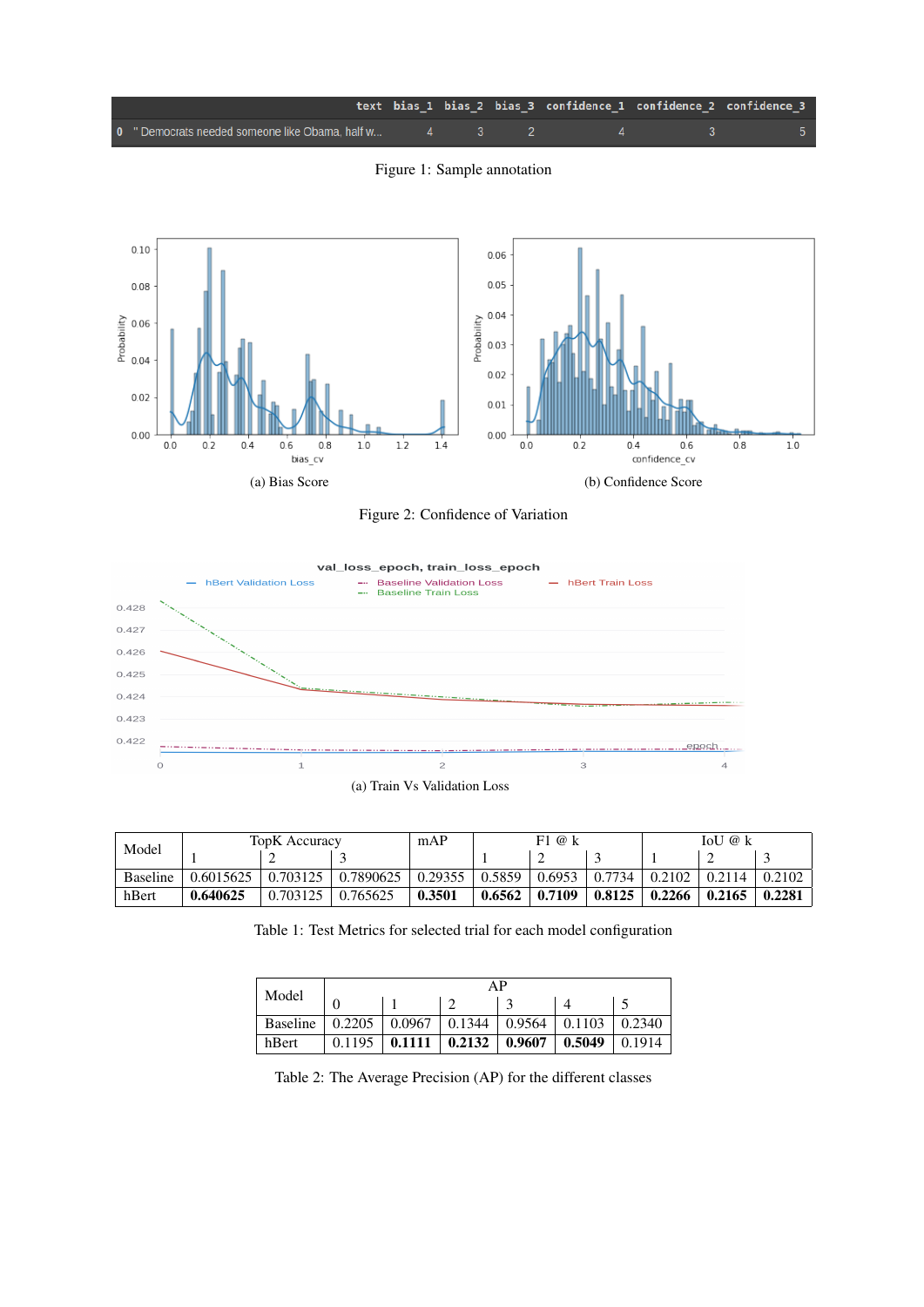Figure 1: Sample annotation

(a) Bias Score

(b) Confidence Score

Figure 2: Confidence of Variation

(a) Train Vs Validation Loss

| Model | TopK Accuracy | | | mAP | F1 @ k | | | IoU @ k | | |
|---|---|---|---|---|---|---|---|---|---|---|
| | 1 | 2 | 3 | | 1 | 2 | 3 | 1 | 2 | 3 |
| Baseline | 0.6015625 | 0.703125 | 0.7890625 | 0.29355 | 0.5859 | 0.6953 | 0.7734 | 0.2102 | 0.2114 | 0.2102 |
| hBert | **0.640625** | 0.703125 | 0.765625 | **0.3501** | **0.6562** | **0.7109** | **0.8125** | **0.2266** | **0.2165** | **0.2281** |

Table 1: Test Metrics for selected trial for each model configuration

| Model | AP | | | | | |
|---|---|---|---|---|---|---|
| | 0 | 1 | 2 | 3 | 4 | 5 |
| Baseline | 0.2205 | 0.0967 | 0.1344 | 0.9564 | 0.1103 | 0.2340 |
| hBert | 0.1195 | **0.1111** | **0.2132** | **0.9607** | **0.5049** | 0.1914 |

Table 2: The Average Precision (AP) for the different classes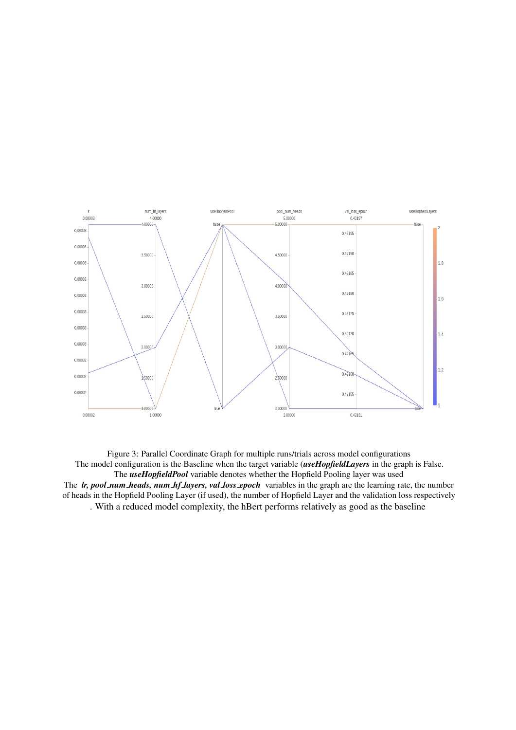Figure 3: Parallel Coordinate Graph for multiple runs/trials across model configurations
The model configuration is the Baseline when the target variable (***useHopfieldLayers*** in the graph is False.
The ***useHopfieldPool*** variable denotes whether the Hopfield Pooling layer was used
The ***lr, pool_num_heads, num_hf_layers, val_loss_epoch*** variables in the graph are the learning rate, the number of heads in the Hopfield Pooling Layer (if used), the number of Hopfield Layer and the validation loss respectively
. With a reduced model complexity, the hBert performs relatively as good as the baseline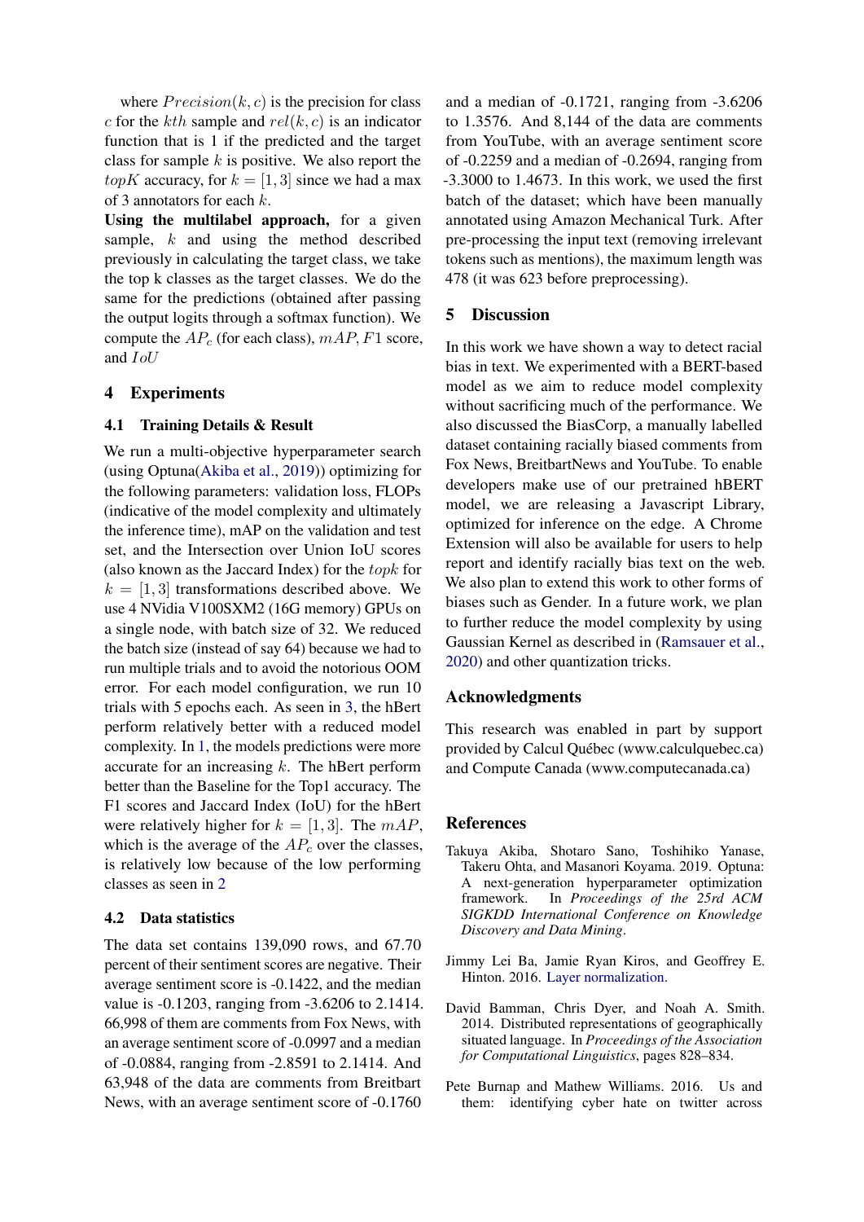where $Precision(k, c)$ is the precision for class $c$ for the $kth$ sample and $rel(k, c)$ is an indicator function that is 1 if the predicted and the target class for sample $k$ is positive. We also report the $topK$ accuracy, for $k = [1, 3]$ since we had a max of 3 annotators for each $k$.

**Using the multilabel approach,** for a given sample, $k$ and using the method described previously in calculating the target class, we take the top k classes as the target classes. We do the same for the predictions (obtained after passing the output logits through a softmax function). We compute the $AP_c$ (for each class), $mAP$, $F1$ score, and $IoU$

## 4 Experiments

### 4.1 Training Details & Result

We run a multi-objective hyperparameter search (using Optuna(Akiba et al., 2019)) optimizing for the following parameters: validation loss, FLOPs (indicative of the model complexity and ultimately the inference time), mAP on the validation and test set, and the Intersection over Union IoU scores (also known as the Jaccard Index) for the $topk$ for $k = [1, 3]$ transformations described above. We use 4 NVidia V100SXM2 (16G memory) GPUs on a single node, with batch size of 32. We reduced the batch size (instead of say 64) because we had to run multiple trials and to avoid the notorious OOM error. For each model configuration, we run 10 trials with 5 epochs each. As seen in 3, the hBert perform relatively better with a reduced model complexity. In 1, the models predictions were more accurate for an increasing $k$. The hBert perform better than the Baseline for the Top1 accuracy. The F1 scores and Jaccard Index (IoU) for the hBert were relatively higher for $k = [1, 3]$. The $mAP$, which is the average of the $AP_c$ over the classes, is relatively low because of the low performing classes as seen in 2

### 4.2 Data statistics

The data set contains 139,090 rows, and 67.70 percent of their sentiment scores are negative. Their average sentiment score is -0.1422, and the median value is -0.1203, ranging from -3.6206 to 2.1414. 66,998 of them are comments from Fox News, with an average sentiment score of -0.0997 and a median of -0.0884, ranging from -2.8591 to 2.1414. And 63,948 of the data are comments from Breitbart News, with an average sentiment score of -0.1760 and a median of -0.1721, ranging from -3.6206 to 1.3576. And 8,144 of the data are comments from YouTube, with an average sentiment score of -0.2259 and a median of -0.2694, ranging from -3.3000 to 1.4673. In this work, we used the first batch of the dataset; which have been manually annotated using Amazon Mechanical Turk. After pre-processing the input text (removing irrelevant tokens such as mentions), the maximum length was 478 (it was 623 before preprocessing).

## 5 Discussion

In this work we have shown a way to detect racial bias in text. We experimented with a BERT-based model as we aim to reduce model complexity without sacrificing much of the performance. We also discussed the BiasCorp, a manually labelled dataset containing racially biased comments from Fox News, BreitbartNews and YouTube. To enable developers make use of our pretrained hBERT model, we are releasing a Javascript Library, optimized for inference on the edge. A Chrome Extension will also be available for users to help report and identify racially bias text on the web. We also plan to extend this work to other forms of biases such as Gender. In a future work, we plan to further reduce the model complexity by using Gaussian Kernel as described in (Ramsauer et al., 2020) and other quantization tricks.

## Acknowledgments

This research was enabled in part by support provided by Calcul Québec (www.calculquebec.ca) and Compute Canada (www.computecanada.ca)

## References

Takuya Akiba, Shotaro Sano, Toshihiko Yanase, Takeru Ohta, and Masanori Koyama. 2019. Optuna: A next-generation hyperparameter optimization framework. In *Proceedings of the 25rd ACM SIGKDD International Conference on Knowledge Discovery and Data Mining*.

Jimmy Lei Ba, Jamie Ryan Kiros, and Geoffrey E. Hinton. 2016. Layer normalization.

David Bamman, Chris Dyer, and Noah A. Smith. 2014. Distributed representations of geographically situated language. In *Proceedings of the Association for Computational Linguistics*, pages 828–834.

Pete Burnap and Mathew Williams. 2016. Us and them: identifying cyber hate on twitter across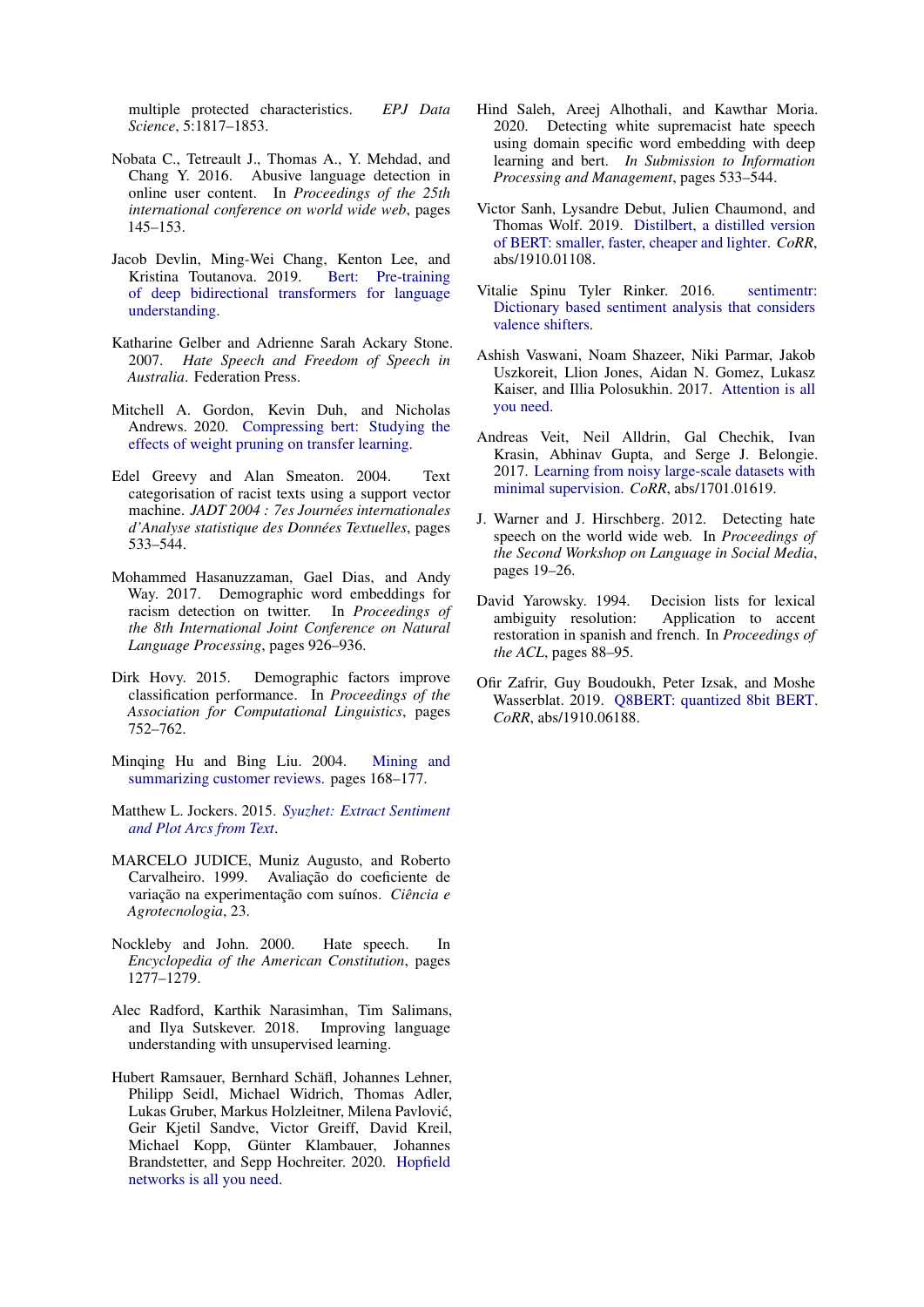multiple protected characteristics. *EPJ Data Science*, 5:1817–1853.

Nobata C., Tetreault J., Thomas A., Y. Mehdad, and Chang Y. 2016. Abusive language detection in online user content. In *Proceedings of the 25th international conference on world wide web*, pages 145–153.

Jacob Devlin, Ming-Wei Chang, Kenton Lee, and Kristina Toutanova. 2019. Bert: Pre-training of deep bidirectional transformers for language understanding.

Katharine Gelber and Adrienne Sarah Ackary Stone. 2007. *Hate Speech and Freedom of Speech in Australia*. Federation Press.

Mitchell A. Gordon, Kevin Duh, and Nicholas Andrews. 2020. Compressing bert: Studying the effects of weight pruning on transfer learning.

Edel Greevy and Alan Smeaton. 2004. Text categorisation of racist texts using a support vector machine. *JADT 2004 : 7es Journées internationales d'Analyse statistique des Données Textuelles*, pages 533–544.

Mohammed Hasanuzzaman, Gael Dias, and Andy Way. 2017. Demographic word embeddings for racism detection on twitter. In *Proceedings of the 8th International Joint Conference on Natural Language Processing*, pages 926–936.

Dirk Hovy. 2015. Demographic factors improve classification performance. In *Proceedings of the Association for Computational Linguistics*, pages 752–762.

Minqing Hu and Bing Liu. 2004. Mining and summarizing customer reviews. pages 168–177.

Matthew L. Jockers. 2015. *Syuzhet: Extract Sentiment and Plot Arcs from Text*.

MARCELO JUDICE, Muniz Augusto, and Roberto Carvalheiro. 1999. Avaliação do coeficiente de variação na experimentação com suínos. *Ciência e Agrotecnologia*, 23.

Nockleby and John. 2000. Hate speech. In *Encyclopedia of the American Constitution*, pages 1277–1279.

Alec Radford, Karthik Narasimhan, Tim Salimans, and Ilya Sutskever. 2018. Improving language understanding with unsupervised learning.

Hubert Ramsauer, Bernhard Schäfl, Johannes Lehner, Philipp Seidl, Michael Widrich, Thomas Adler, Lukas Gruber, Markus Holzleitner, Milena Pavlović, Geir Kjetil Sandve, Victor Greiff, David Kreil, Michael Kopp, Günter Klambauer, Johannes Brandstetter, and Sepp Hochreiter. 2020. Hopfield networks is all you need.

Hind Saleh, Areej Alhothali, and Kawthar Moria. 2020. Detecting white supremacist hate speech using domain specific word embedding with deep learning and bert. *In Submission to Information Processing and Management*, pages 533–544.

Victor Sanh, Lysandre Debut, Julien Chaumond, and Thomas Wolf. 2019. Distilbert, a distilled version of BERT: smaller, faster, cheaper and lighter. *CoRR*, abs/1910.01108.

Vitalie Spinu Tyler Rinker. 2016. sentimentr: Dictionary based sentiment analysis that considers valence shifters.

Ashish Vaswani, Noam Shazeer, Niki Parmar, Jakob Uszkoreit, Llion Jones, Aidan N. Gomez, Lukasz Kaiser, and Illia Polosukhin. 2017. Attention is all you need.

Andreas Veit, Neil Alldrin, Gal Chechik, Ivan Krasin, Abhinav Gupta, and Serge J. Belongie. 2017. Learning from noisy large-scale datasets with minimal supervision. *CoRR*, abs/1701.01619.

J. Warner and J. Hirschberg. 2012. Detecting hate speech on the world wide web. In *Proceedings of the Second Workshop on Language in Social Media*, pages 19–26.

David Yarowsky. 1994. Decision lists for lexical ambiguity resolution: Application to accent restoration in spanish and french. In *Proceedings of the ACL*, pages 88–95.

Ofir Zafrir, Guy Boudoukh, Peter Izsak, and Moshe Wasserblat. 2019. Q8BERT: quantized 8bit BERT. *CoRR*, abs/1910.06188.